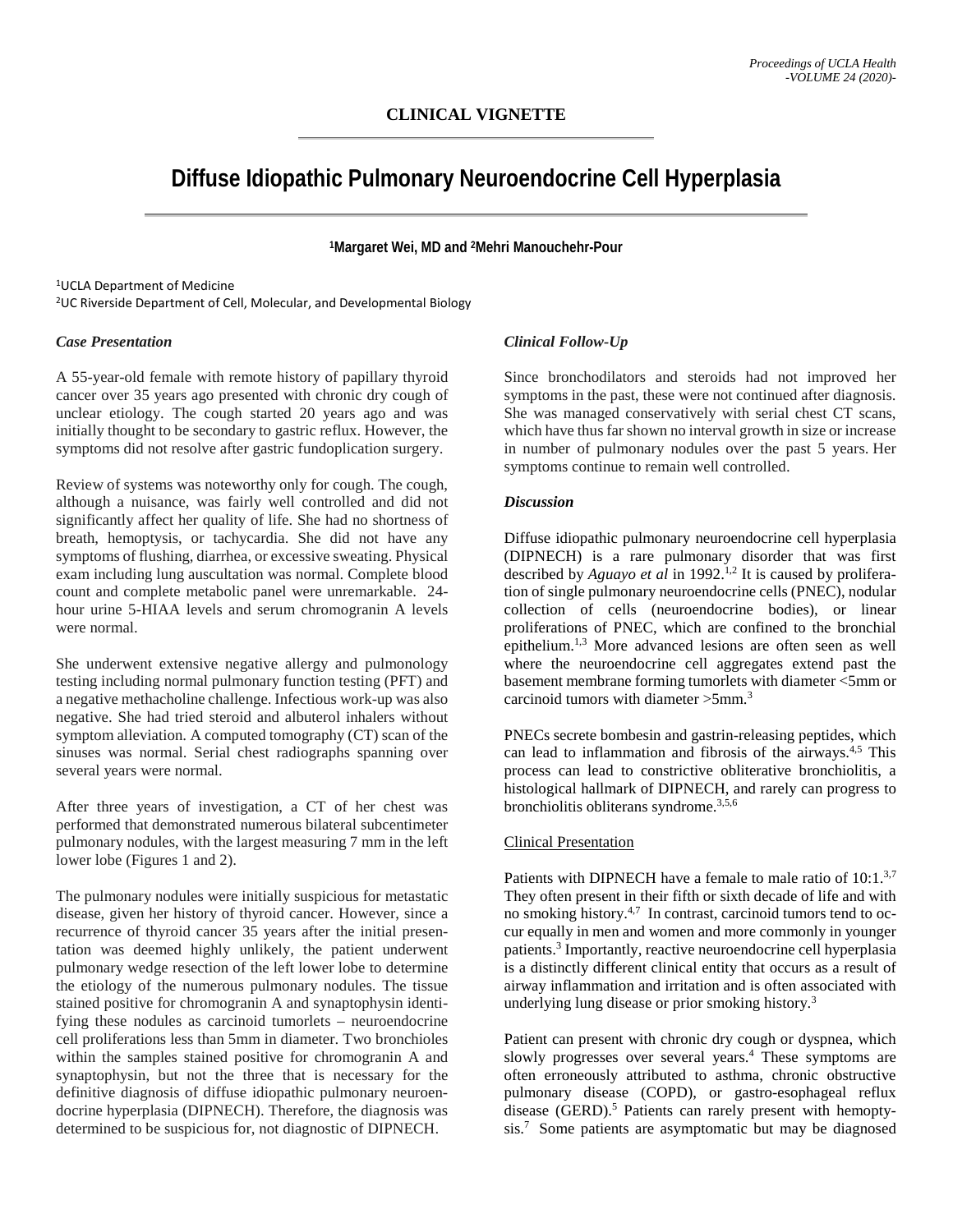**CLINICAL VIGNETTE**

# Diffuse Idiopathic Pulmonary Neuroendocrine Cell Hyperplasia

[1]Margaret Wei, MD and [2]Mehri Manouchehr-Pour

[1]UCLA Department of Medicine
[2]UC Riverside Department of Cell, Molecular, and Developmental Biology

### *Case Presentation*

A 55-year-old female with remote history of papillary thyroid cancer over 35 years ago presented with chronic dry cough of unclear etiology. The cough started 20 years ago and was initially thought to be secondary to gastric reflux. However, the symptoms did not resolve after gastric fundoplication surgery.

Review of systems was noteworthy only for cough. The cough, although a nuisance, was fairly well controlled and did not significantly affect her quality of life. She had no shortness of breath, hemoptysis, or tachycardia. She did not have any symptoms of flushing, diarrhea, or excessive sweating. Physical exam including lung auscultation was normal. Complete blood count and complete metabolic panel were unremarkable. 24-hour urine 5-HIAA levels and serum chromogranin A levels were normal.

She underwent extensive negative allergy and pulmonology testing including normal pulmonary function testing (PFT) and a negative methacholine challenge. Infectious work-up was also negative. She had tried steroid and albuterol inhalers without symptom alleviation. A computed tomography (CT) scan of the sinuses was normal. Serial chest radiographs spanning over several years were normal.

After three years of investigation, a CT of her chest was performed that demonstrated numerous bilateral subcentimeter pulmonary nodules, with the largest measuring 7 mm in the left lower lobe (Figures 1 and 2).

The pulmonary nodules were initially suspicious for metastatic disease, given her history of thyroid cancer. However, since a recurrence of thyroid cancer 35 years after the initial presentation was deemed highly unlikely, the patient underwent pulmonary wedge resection of the left lower lobe to determine the etiology of the numerous pulmonary nodules. The tissue stained positive for chromogranin A and synaptophysin identifying these nodules as carcinoid tumorlets – neuroendocrine cell proliferations less than 5mm in diameter. Two bronchioles within the samples stained positive for chromogranin A and synaptophysin, but not the three that is necessary for the definitive diagnosis of diffuse idiopathic pulmonary neuroendocrine hyperplasia (DIPNECH). Therefore, the diagnosis was determined to be suspicious for, not diagnostic of DIPNECH.

### *Clinical Follow-Up*

Since bronchodilators and steroids had not improved her symptoms in the past, these were not continued after diagnosis. She was managed conservatively with serial chest CT scans, which have thus far shown no interval growth in size or increase in number of pulmonary nodules over the past 5 years. Her symptoms continue to remain well controlled.

### *Discussion*

Diffuse idiopathic pulmonary neuroendocrine cell hyperplasia (DIPNECH) is a rare pulmonary disorder that was first described by *Aguayo et al* in 1992.[1,2] It is caused by proliferation of single pulmonary neuroendocrine cells (PNEC), nodular collection of cells (neuroendocrine bodies), or linear proliferations of PNEC, which are confined to the bronchial epithelium.[1,3] More advanced lesions are often seen as well where the neuroendocrine cell aggregates extend past the basement membrane forming tumorlets with diameter <5mm or carcinoid tumors with diameter >5mm.[3]

PNECs secrete bombesin and gastrin-releasing peptides, which can lead to inflammation and fibrosis of the airways.[4,5] This process can lead to constrictive obliterative bronchiolitis, a histological hallmark of DIPNECH, and rarely can progress to bronchiolitis obliterans syndrome.[3,5,6]

#### Clinical Presentation

Patients with DIPNECH have a female to male ratio of 10:1.[3,7] They often present in their fifth or sixth decade of life and with no smoking history.[4,7] In contrast, carcinoid tumors tend to occur equally in men and women and more commonly in younger patients.[3] Importantly, reactive neuroendocrine cell hyperplasia is a distinctly different clinical entity that occurs as a result of airway inflammation and irritation and is often associated with underlying lung disease or prior smoking history.[3]

Patient can present with chronic dry cough or dyspnea, which slowly progresses over several years.[4] These symptoms are often erroneously attributed to asthma, chronic obstructive pulmonary disease (COPD), or gastro-esophageal reflux disease (GERD).[5] Patients can rarely present with hemoptysis.[7] Some patients are asymptomatic but may be diagnosed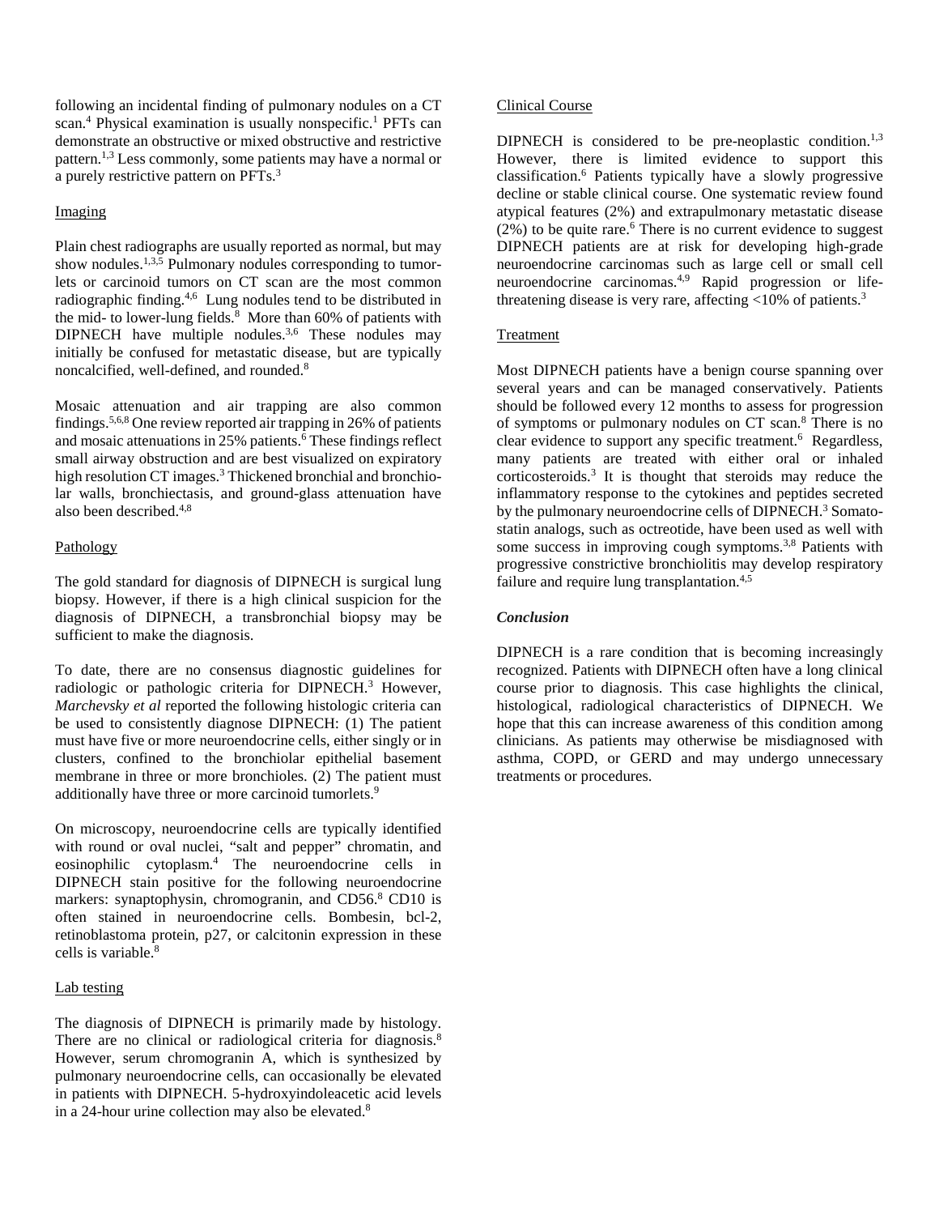following an incidental finding of pulmonary nodules on a CT scan.[4] Physical examination is usually nonspecific.[1] PFTs can demonstrate an obstructive or mixed obstructive and restrictive pattern.[1,3] Less commonly, some patients may have a normal or a purely restrictive pattern on PFTs.[3]

### Imaging

Plain chest radiographs are usually reported as normal, but may show nodules.[1,3,5] Pulmonary nodules corresponding to tumorlets or carcinoid tumors on CT scan are the most common radiographic finding.[4,6] Lung nodules tend to be distributed in the mid- to lower-lung fields.[8] More than 60% of patients with DIPNECH have multiple nodules.[3,6] These nodules may initially be confused for metastatic disease, but are typically noncalcified, well-defined, and rounded.[8]

Mosaic attenuation and air trapping are also common findings.[5,6,8] One review reported air trapping in 26% of patients and mosaic attenuations in 25% patients.[6] These findings reflect small airway obstruction and are best visualized on expiratory high resolution CT images.[3] Thickened bronchial and bronchiolar walls, bronchiectasis, and ground-glass attenuation have also been described.[4,8]

### Pathology

The gold standard for diagnosis of DIPNECH is surgical lung biopsy. However, if there is a high clinical suspicion for the diagnosis of DIPNECH, a transbronchial biopsy may be sufficient to make the diagnosis.

To date, there are no consensus diagnostic guidelines for radiologic or pathologic criteria for DIPNECH.[3] However, *Marchevsky et al* reported the following histologic criteria can be used to consistently diagnose DIPNECH: (1) The patient must have five or more neuroendocrine cells, either singly or in clusters, confined to the bronchiolar epithelial basement membrane in three or more bronchioles. (2) The patient must additionally have three or more carcinoid tumorlets.[9]

On microscopy, neuroendocrine cells are typically identified with round or oval nuclei, "salt and pepper" chromatin, and eosinophilic cytoplasm.[4] The neuroendocrine cells in DIPNECH stain positive for the following neuroendocrine markers: synaptophysin, chromogranin, and CD56.[8] CD10 is often stained in neuroendocrine cells. Bombesin, bcl-2, retinoblastoma protein, p27, or calcitonin expression in these cells is variable.[8]

### Lab testing

The diagnosis of DIPNECH is primarily made by histology. There are no clinical or radiological criteria for diagnosis.[8] However, serum chromogranin A, which is synthesized by pulmonary neuroendocrine cells, can occasionally be elevated in patients with DIPNECH. 5-hydroxyindoleacetic acid levels in a 24-hour urine collection may also be elevated.[8]

### Clinical Course

DIPNECH is considered to be pre-neoplastic condition.[1,3] However, there is limited evidence to support this classification.[6] Patients typically have a slowly progressive decline or stable clinical course. One systematic review found atypical features (2%) and extrapulmonary metastatic disease (2%) to be quite rare.[6] There is no current evidence to suggest DIPNECH patients are at risk for developing high-grade neuroendocrine carcinomas such as large cell or small cell neuroendocrine carcinomas.[4,9] Rapid progression or life-threatening disease is very rare, affecting <10% of patients.[3]

### Treatment

Most DIPNECH patients have a benign course spanning over several years and can be managed conservatively. Patients should be followed every 12 months to assess for progression of symptoms or pulmonary nodules on CT scan.[8] There is no clear evidence to support any specific treatment.[6] Regardless, many patients are treated with either oral or inhaled corticosteroids.[3] It is thought that steroids may reduce the inflammatory response to the cytokines and peptides secreted by the pulmonary neuroendocrine cells of DIPNECH.[3] Somatostatin analogs, such as octreotide, have been used as well with some success in improving cough symptoms.[3,8] Patients with progressive constrictive bronchiolitis may develop respiratory failure and require lung transplantation.[4,5]

## *Conclusion*

DIPNECH is a rare condition that is becoming increasingly recognized. Patients with DIPNECH often have a long clinical course prior to diagnosis. This case highlights the clinical, histological, radiological characteristics of DIPNECH. We hope that this can increase awareness of this condition among clinicians. As patients may otherwise be misdiagnosed with asthma, COPD, or GERD and may undergo unnecessary treatments or procedures.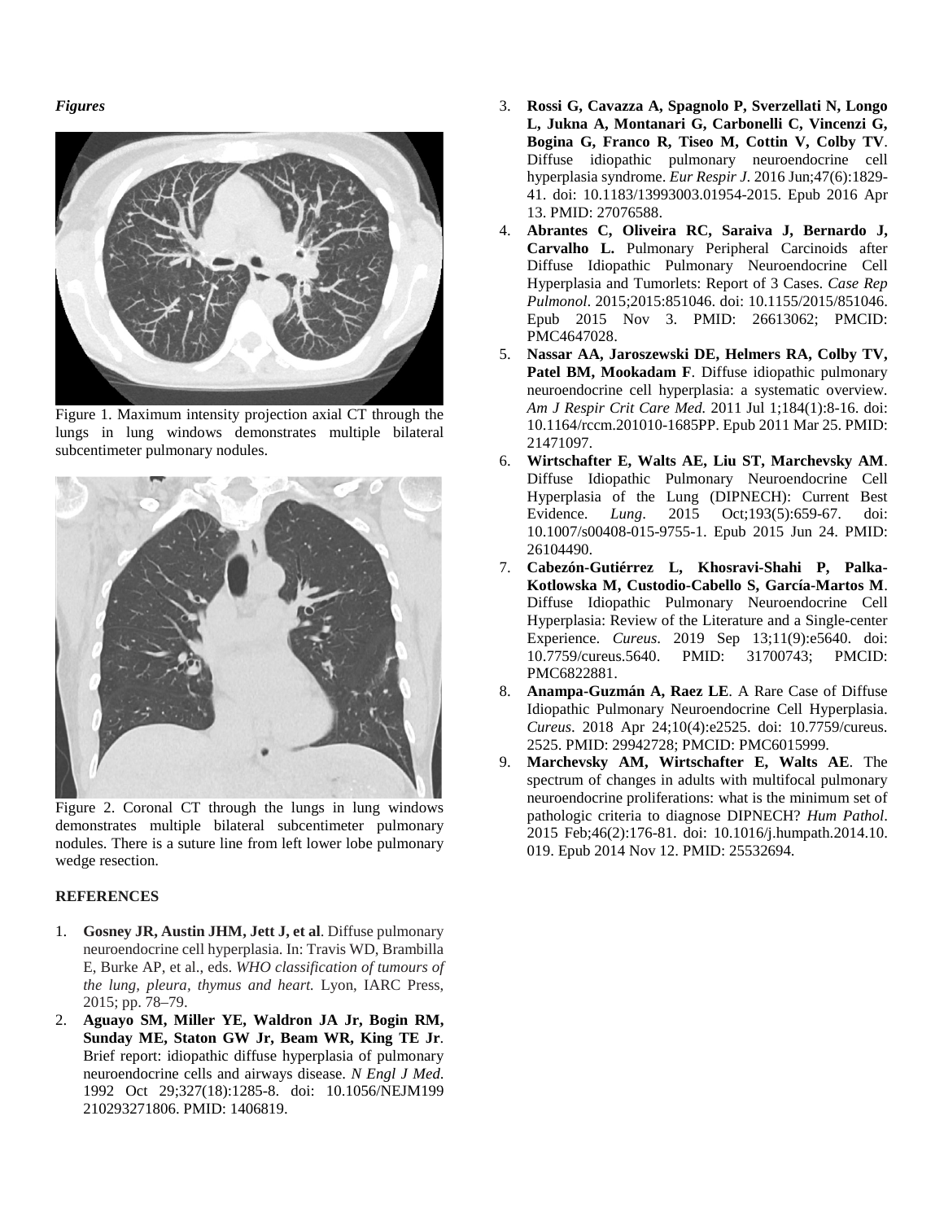*Figures*

Figure 1. Maximum intensity projection axial CT through the lungs in lung windows demonstrates multiple bilateral subcentimeter pulmonary nodules.

Figure 2. Coronal CT through the lungs in lung windows demonstrates multiple bilateral subcentimeter pulmonary nodules. There is a suture line from left lower lobe pulmonary wedge resection.

## REFERENCES

1. **Gosney JR, Austin JHM, Jett J, et al**. Diffuse pulmonary neuroendocrine cell hyperplasia. In: Travis WD, Brambilla E, Burke AP, et al., eds. *WHO classification of tumours of the lung, pleura, thymus and heart.* Lyon, IARC Press, 2015; pp. 78–79.
2. **Aguayo SM, Miller YE, Waldron JA Jr, Bogin RM, Sunday ME, Staton GW Jr, Beam WR, King TE Jr**. Brief report: idiopathic diffuse hyperplasia of pulmonary neuroendocrine cells and airways disease. *N Engl J Med*. 1992 Oct 29;327(18):1285-8. doi: 10.1056/NEJM199210293271806. PMID: 1406819.
3. **Rossi G, Cavazza A, Spagnolo P, Sverzellati N, Longo L, Jukna A, Montanari G, Carbonelli C, Vincenzi G, Bogina G, Franco R, Tiseo M, Cottin V, Colby TV**. Diffuse idiopathic pulmonary neuroendocrine cell hyperplasia syndrome. *Eur Respir J*. 2016 Jun;47(6):1829-41. doi: 10.1183/13993003.01954-2015. Epub 2016 Apr 13. PMID: 27076588.
4. **Abrantes C, Oliveira RC, Saraiva J, Bernardo J, Carvalho L.** Pulmonary Peripheral Carcinoids after Diffuse Idiopathic Pulmonary Neuroendocrine Cell Hyperplasia and Tumorlets: Report of 3 Cases. *Case Rep Pulmonol*. 2015;2015:851046. doi: 10.1155/2015/851046. Epub 2015 Nov 3. PMID: 26613062; PMCID: PMC4647028.
5. **Nassar AA, Jaroszewski DE, Helmers RA, Colby TV, Patel BM, Mookadam F**. Diffuse idiopathic pulmonary neuroendocrine cell hyperplasia: a systematic overview. *Am J Respir Crit Care Med.* 2011 Jul 1;184(1):8-16. doi: 10.1164/rccm.201010-1685PP. Epub 2011 Mar 25. PMID: 21471097.
6. **Wirtschafter E, Walts AE, Liu ST, Marchevsky AM**. Diffuse Idiopathic Pulmonary Neuroendocrine Cell Hyperplasia of the Lung (DIPNECH): Current Best Evidence. *Lung*. 2015 Oct;193(5):659-67. doi: 10.1007/s00408-015-9755-1. Epub 2015 Jun 24. PMID: 26104490.
7. **Cabezón-Gutiérrez L, Khosravi-Shahi P, Palka-Kotlowska M, Custodio-Cabello S, García-Martos M**. Diffuse Idiopathic Pulmonary Neuroendocrine Cell Hyperplasia: Review of the Literature and a Single-center Experience. *Cureus*. 2019 Sep 13;11(9):e5640. doi: 10.7759/cureus.5640. PMID: 31700743; PMCID: PMC6822881.
8. **Anampa-Guzmán A, Raez LE**. A Rare Case of Diffuse Idiopathic Pulmonary Neuroendocrine Cell Hyperplasia. *Cureus*. 2018 Apr 24;10(4):e2525. doi: 10.7759/cureus.2525. PMID: 29942728; PMCID: PMC6015999.
9. **Marchevsky AM, Wirtschafter E, Walts AE**. The spectrum of changes in adults with multifocal pulmonary neuroendocrine proliferations: what is the minimum set of pathologic criteria to diagnose DIPNECH? *Hum Pathol*. 2015 Feb;46(2):176-81. doi: 10.1016/j.humpath.2014.10.019. Epub 2014 Nov 12. PMID: 25532694.